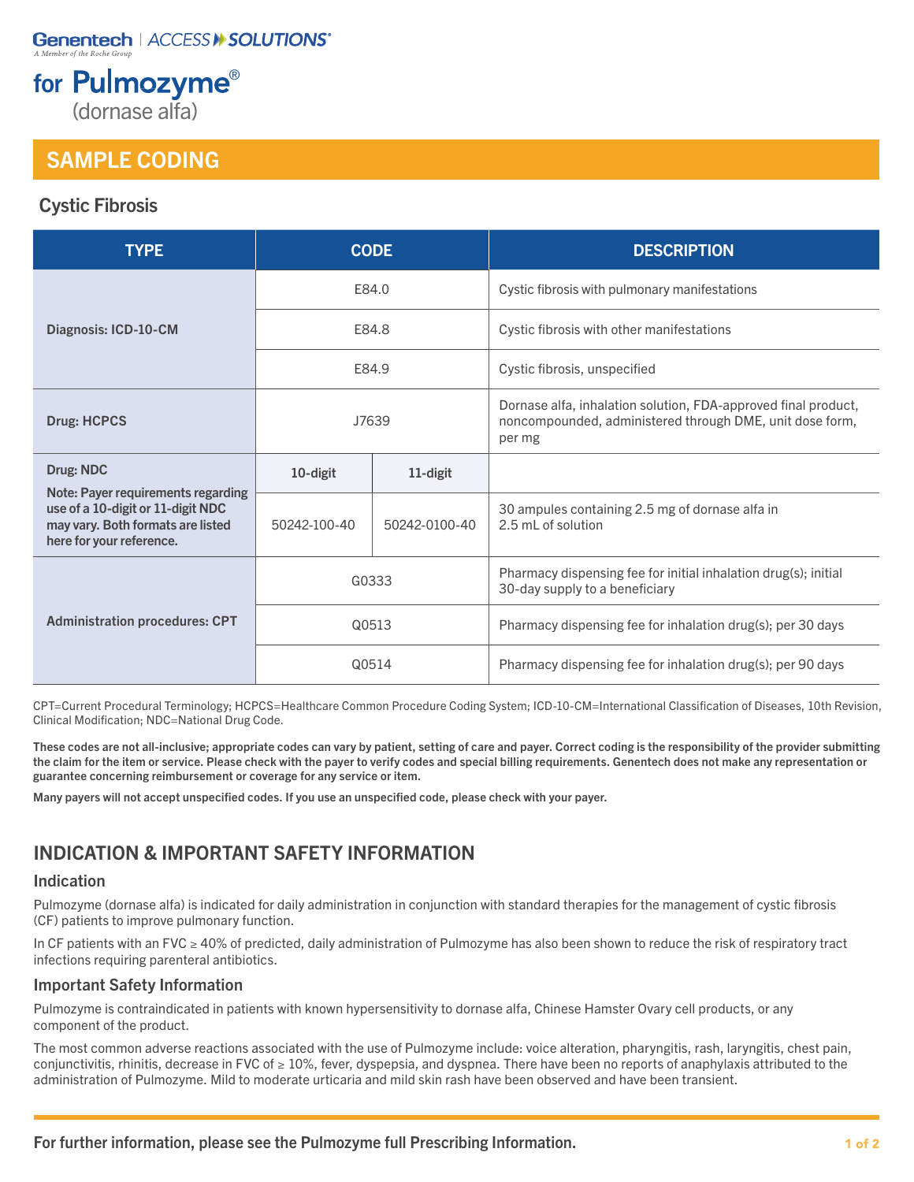Genentech | ACCESS SOLUTIONS®
A Member of the Roche Group

# for Pulmozyme® (dornase alfa)

## SAMPLE CODING

### Cystic Fibrosis

| TYPE | CODE | | DESCRIPTION |
|---|---|---|---|
| Diagnosis: ICD-10-CM | E84.0 | | Cystic fibrosis with pulmonary manifestations |
| | E84.8 | | Cystic fibrosis with other manifestations |
| | E84.9 | | Cystic fibrosis, unspecified |
| Drug: HCPCS | J7639 | | Dornase alfa, inhalation solution, FDA-approved final product, noncompounded, administered through DME, unit dose form, per mg |
| **Drug: NDC** **Note: Payer requirements regarding use of a 10-digit or 11-digit NDC may vary. Both formats are listed here for your reference.** | **10-digit** | **11-digit** | |
| | 50242-100-40 | 50242-0100-40 | 30 ampules containing 2.5 mg of dornase alfa in 2.5 mL of solution |
| Administration procedures: CPT | G0333 | | Pharmacy dispensing fee for initial inhalation drug(s); initial 30-day supply to a beneficiary |
| | Q0513 | | Pharmacy dispensing fee for inhalation drug(s); per 30 days |
| | Q0514 | | Pharmacy dispensing fee for inhalation drug(s); per 90 days |

CPT=Current Procedural Terminology; HCPCS=Healthcare Common Procedure Coding System; ICD-10-CM=International Classification of Diseases, 10th Revision, Clinical Modification; NDC=National Drug Code.

**These codes are not all-inclusive; appropriate codes can vary by patient, setting of care and payer. Correct coding is the responsibility of the provider submitting the claim for the item or service. Please check with the payer to verify codes and special billing requirements. Genentech does not make any representation or guarantee concerning reimbursement or coverage for any service or item.**

**Many payers will not accept unspecified codes. If you use an unspecified code, please check with your payer.**

## INDICATION & IMPORTANT SAFETY INFORMATION

### Indication

Pulmozyme (dornase alfa) is indicated for daily administration in conjunction with standard therapies for the management of cystic fibrosis (CF) patients to improve pulmonary function.

In CF patients with an FVC ≥ 40% of predicted, daily administration of Pulmozyme has also been shown to reduce the risk of respiratory tract infections requiring parenteral antibiotics.

### Important Safety Information

Pulmozyme is contraindicated in patients with known hypersensitivity to dornase alfa, Chinese Hamster Ovary cell products, or any component of the product.

The most common adverse reactions associated with the use of Pulmozyme include: voice alteration, pharyngitis, rash, laryngitis, chest pain, conjunctivitis, rhinitis, decrease in FVC of ≥ 10%, fever, dyspepsia, and dyspnea. There have been no reports of anaphylaxis attributed to the administration of Pulmozyme. Mild to moderate urticaria and mild skin rash have been observed and have been transient.

**For further information, please see the Pulmozyme full Prescribing Information.**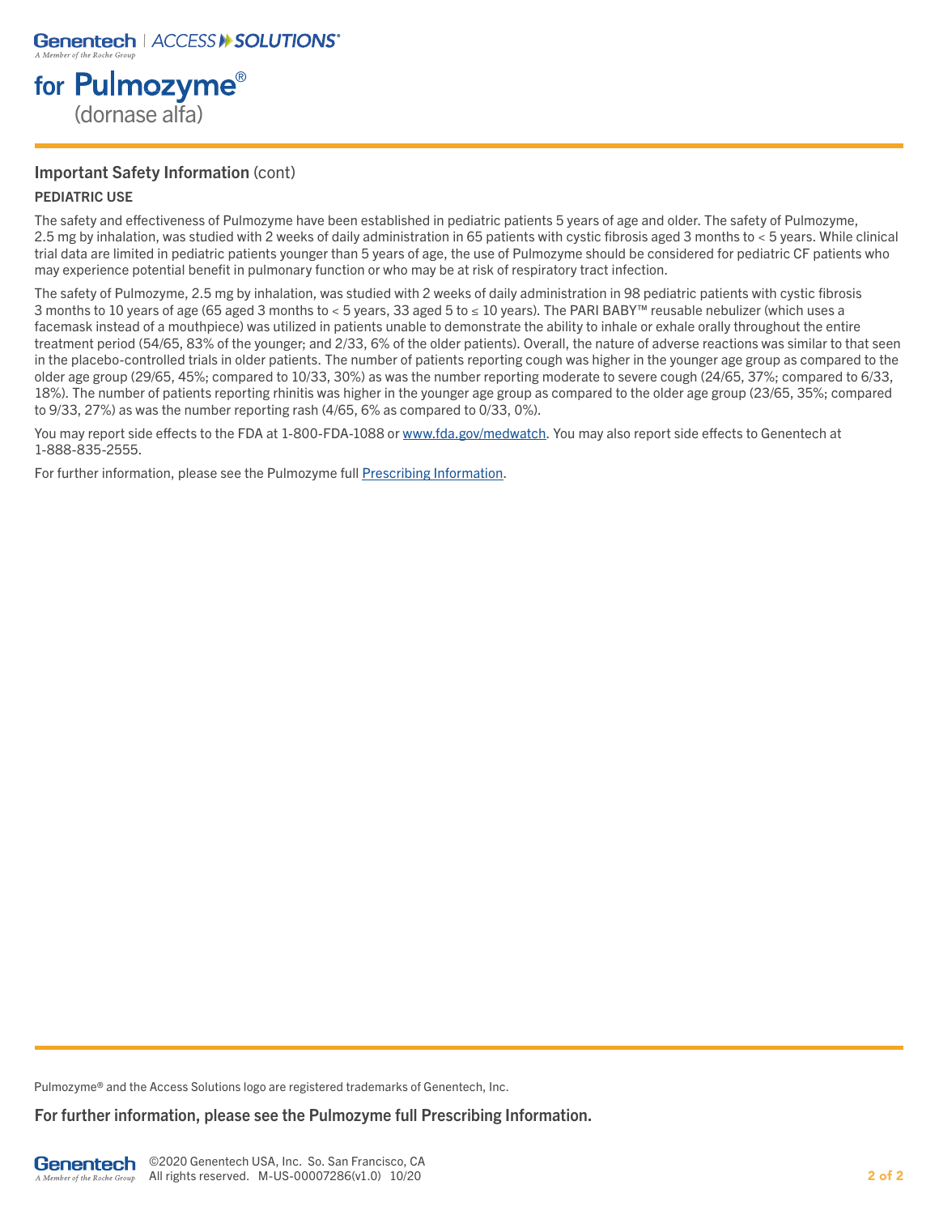Genentech | ACCESS SOLUTIONS

# for Pulmozyme®

(dornase alfa)

## Important Safety Information (cont)

### PEDIATRIC USE

The safety and effectiveness of Pulmozyme have been established in pediatric patients 5 years of age and older. The safety of Pulmozyme, 2.5 mg by inhalation, was studied with 2 weeks of daily administration in 65 patients with cystic fibrosis aged 3 months to < 5 years. While clinical trial data are limited in pediatric patients younger than 5 years of age, the use of Pulmozyme should be considered for pediatric CF patients who may experience potential benefit in pulmonary function or who may be at risk of respiratory tract infection.

The safety of Pulmozyme, 2.5 mg by inhalation, was studied with 2 weeks of daily administration in 98 pediatric patients with cystic fibrosis 3 months to 10 years of age (65 aged 3 months to < 5 years, 33 aged 5 to ≤ 10 years). The PARI BABY™ reusable nebulizer (which uses a facemask instead of a mouthpiece) was utilized in patients unable to demonstrate the ability to inhale or exhale orally throughout the entire treatment period (54/65, 83% of the younger; and 2/33, 6% of the older patients). Overall, the nature of adverse reactions was similar to that seen in the placebo-controlled trials in older patients. The number of patients reporting cough was higher in the younger age group as compared to the older age group (29/65, 45%; compared to 10/33, 30%) as was the number reporting moderate to severe cough (24/65, 37%; compared to 6/33, 18%). The number of patients reporting rhinitis was higher in the younger age group as compared to the older age group (23/65, 35%; compared to 9/33, 27%) as was the number reporting rash (4/65, 6% as compared to 0/33, 0%).

You may report side effects to the FDA at 1-800-FDA-1088 or www.fda.gov/medwatch. You may also report side effects to Genentech at 1-888-835-2555.

For further information, please see the Pulmozyme full Prescribing Information.

Pulmozyme® and the Access Solutions logo are registered trademarks of Genentech, Inc.

**For further information, please see the Pulmozyme full Prescribing Information.**

©2020 Genentech USA, Inc. So. San Francisco, CA
All rights reserved. M-US-00007286(v1.0) 10/20